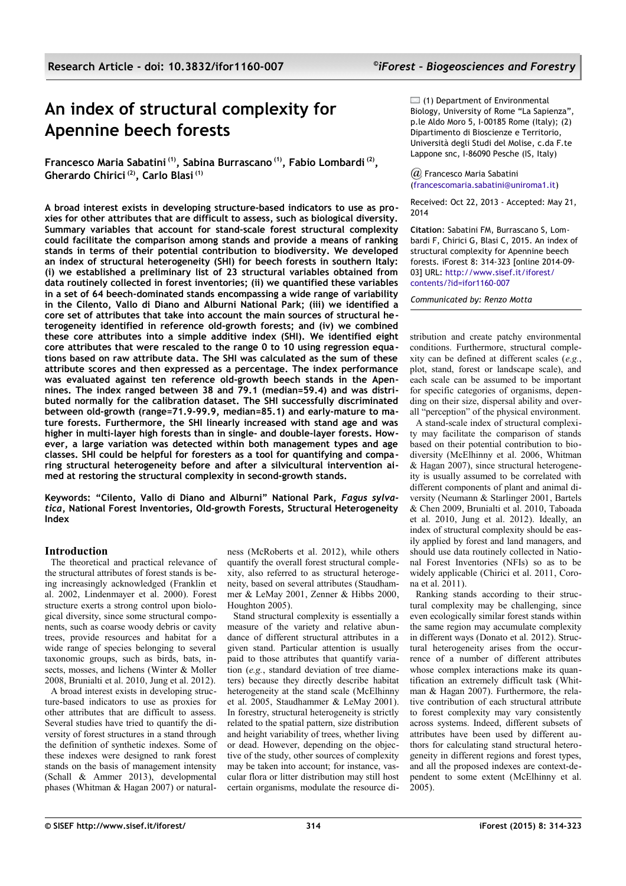# An index of structural complexity for Apennine beech forests

**Francesco Maria Sabatini [(1)], Sabina Burrascano [(1)], Fabio Lombardi [(2)], Gherardo Chirici [(2)], Carlo Blasi [(1)]**

(1) Department of Environmental Biology, University of Rome "La Sapienza", p.le Aldo Moro 5, I-00185 Rome (Italy); (2) Dipartimento di Bioscienze e Territorio, Università degli Studi del Molise, c.da F.te Lappone snc, I-86090 Pesche (IS, Italy)

@ Francesco Maria Sabatini (francescomaria.sabatini@uniroma1.it)

Received: Oct 22, 2013 - Accepted: May 21, 2014

**Citation**: Sabatini FM, Burrascano S, Lombardi F, Chirici G, Blasi C, 2015. An index of structural complexity for Apennine beech forests. iForest 8: 314-323 [online 2014-09-03] URL: http://www.sisef.it/iforest/contents/?id=ifor1160-007

*Communicated by: Renzo Motta*

**A broad interest exists in developing structure-based indicators to use as proxies for other attributes that are difficult to assess, such as biological diversity. Summary variables that account for stand-scale forest structural complexity could facilitate the comparison among stands and provide a means of ranking stands in terms of their potential contribution to biodiversity. We developed an index of structural heterogeneity (SHI) for beech forests in southern Italy: (i) we established a preliminary list of 23 structural variables obtained from data routinely collected in forest inventories; (ii) we quantified these variables in a set of 64 beech-dominated stands encompassing a wide range of variability in the Cilento, Vallo di Diano and Alburni National Park; (iii) we identified a core set of attributes that take into account the main sources of structural heterogeneity identified in reference old-growth forests; and (iv) we combined these core attributes into a simple additive index (SHI). We identified eight core attributes that were rescaled to the range 0 to 10 using regression equations based on raw attribute data. The SHI was calculated as the sum of these attribute scores and then expressed as a percentage. The index performance was evaluated against ten reference old-growth beech stands in the Apennines. The index ranged between 38 and 79.1 (median=59.4) and was distributed normally for the calibration dataset. The SHI successfully discriminated between old-growth (range=71.9-99.9, median=85.1) and early-mature to mature forests. Furthermore, the SHI linearly increased with stand age and was higher in multi-layer high forests than in single- and double-layer forests. However, a large variation was detected within both management types and age classes. SHI could be helpful for foresters as a tool for quantifying and comparing structural heterogeneity before and after a silvicultural intervention aimed at restoring the structural complexity in second-growth stands.**

**Keywords: "Cilento, Vallo di Diano and Alburni" National Park, *Fagus sylvatica*, National Forest Inventories, Old-growth Forests, Structural Heterogeneity Index**

## Introduction

The theoretical and practical relevance of the structural attributes of forest stands is being increasingly acknowledged (Franklin et al. 2002, Lindenmayer et al. 2000). Forest structure exerts a strong control upon biological diversity, since some structural components, such as coarse woody debris or cavity trees, provide resources and habitat for a wide range of species belonging to several taxonomic groups, such as birds, bats, insects, mosses, and lichens (Winter & Moller 2008, Brunialti et al. 2010, Jung et al. 2012).

A broad interest exists in developing structure-based indicators to use as proxies for other attributes that are difficult to assess. Several studies have tried to quantify the diversity of forest structures in a stand through the definition of synthetic indexes. Some of these indexes were designed to rank forest stands on the basis of management intensity (Schall & Ammer 2013), developmental phases (Whitman & Hagan 2007) or naturalness (McRoberts et al. 2012), while others quantify the overall forest structural complexity, also referred to as structural heterogeneity, based on several attributes (Staudhammer & LeMay 2001, Zenner & Hibbs 2000, Houghton 2005).

Stand structural complexity is essentially a measure of the variety and relative abundance of different structural attributes in a given stand. Particular attention is usually paid to those attributes that quantify variation (*e.g.*, standard deviation of tree diameters) because they directly describe habitat heterogeneity at the stand scale (McElhinny et al. 2005, Staudhammer & LeMay 2001). In forestry, structural heterogeneity is strictly related to the spatial pattern, size distribution and height variability of trees, whether living or dead. However, depending on the objective of the study, other sources of complexity may be taken into account; for instance, vascular flora or litter distribution may still host certain organisms, modulate the resource distribution and create patchy environmental conditions. Furthermore, structural complexity can be defined at different scales (*e.g.*, plot, stand, forest or landscape scale), and each scale can be assumed to be important for specific categories of organisms, depending on their size, dispersal ability and overall "perception" of the physical environment.

A stand-scale index of structural complexity may facilitate the comparison of stands based on their potential contribution to biodiversity (McElhinny et al. 2006, Whitman & Hagan 2007), since structural heterogeneity is usually assumed to be correlated with different components of plant and animal diversity (Neumann & Starlinger 2001, Bartels & Chen 2009, Brunialti et al. 2010, Taboada et al. 2010, Jung et al. 2012). Ideally, an index of structural complexity should be easily applied by forest and land managers, and should use data routinely collected in National Forest Inventories (NFIs) so as to be widely applicable (Chirici et al. 2011, Corona et al. 2011).

Ranking stands according to their structural complexity may be challenging, since even ecologically similar forest stands within the same region may accumulate complexity in different ways (Donato et al. 2012). Structural heterogeneity arises from the occurrence of a number of different attributes whose complex interactions make its quantification an extremely difficult task (Whitman & Hagan 2007). Furthermore, the relative contribution of each structural attribute to forest complexity may vary consistently across systems. Indeed, different subsets of attributes have been used by different authors for calculating stand structural heterogeneity in different regions and forest types, and all the proposed indexes are context-dependent to some extent (McElhinny et al. 2005).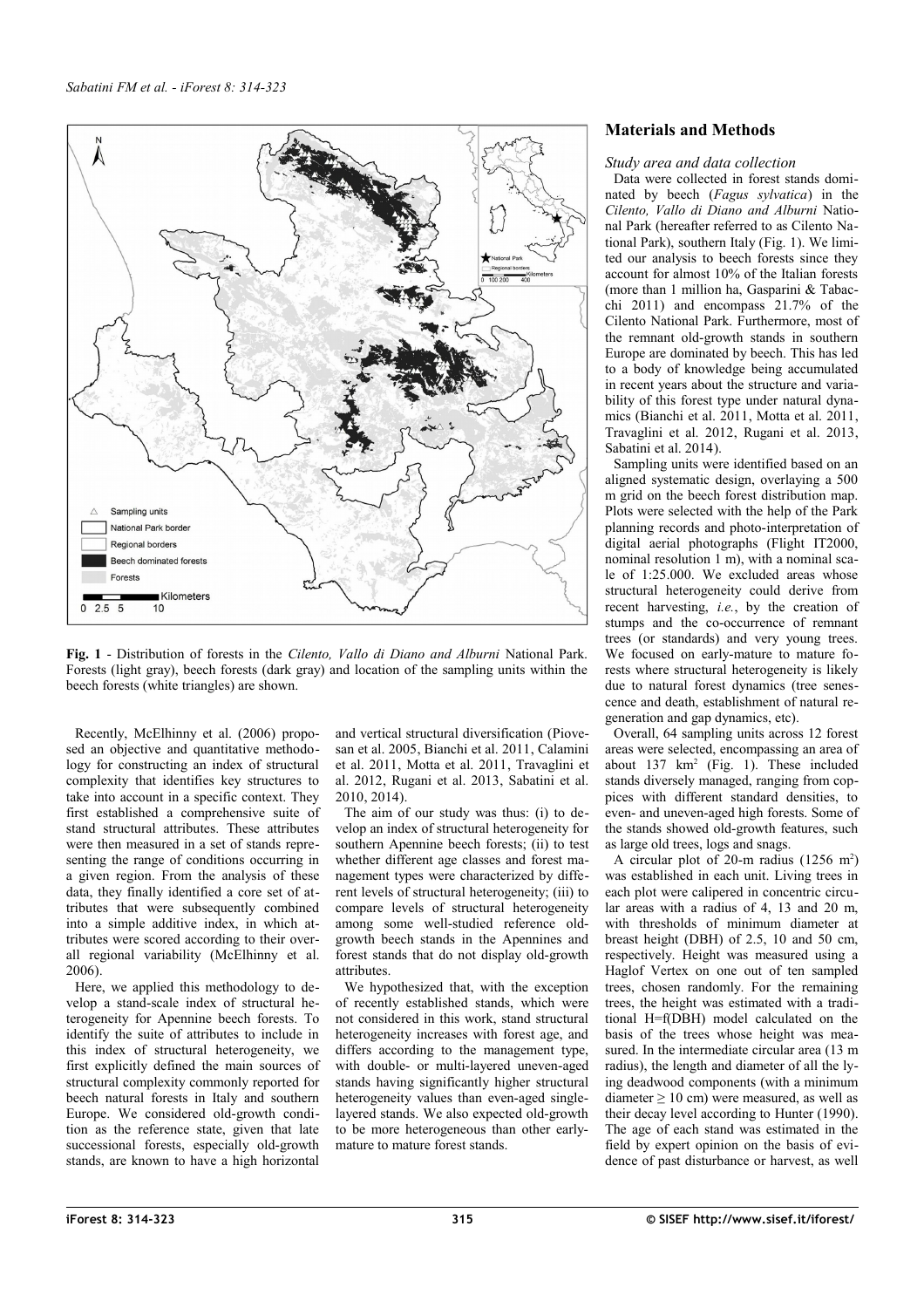**Fig. 1** - Distribution of forests in the *Cilento, Vallo di Diano and Alburni* National Park. Forests (light gray), beech forests (dark gray) and location of the sampling units within the beech forests (white triangles) are shown.

Recently, McElhinny et al. (2006) proposed an objective and quantitative methodology for constructing an index of structural complexity that identifies key structures to take into account in a specific context. They first established a comprehensive suite of stand structural attributes. These attributes were then measured in a set of stands representing the range of conditions occurring in a given region. From the analysis of these data, they finally identified a core set of attributes that were subsequently combined into a simple additive index, in which attributes were scored according to their overall regional variability (McElhinny et al. 2006).

Here, we applied this methodology to develop a stand-scale index of structural heterogeneity for Apennine beech forests. To identify the suite of attributes to include in this index of structural heterogeneity, we first explicitly defined the main sources of structural complexity commonly reported for beech natural forests in Italy and southern Europe. We considered old-growth condition as the reference state, given that late successional forests, especially old-growth stands, are known to have a high horizontal and vertical structural diversification (Piovesan et al. 2005, Bianchi et al. 2011, Calamini et al. 2011, Motta et al. 2011, Travaglini et al. 2012, Rugani et al. 2013, Sabatini et al. 2010, 2014).

The aim of our study was thus: (i) to develop an index of structural heterogeneity for southern Apennine beech forests; (ii) to test whether different age classes and forest management types were characterized by different levels of structural heterogeneity; (iii) to compare levels of structural heterogeneity among some well-studied reference old-growth beech stands in the Apennines and forest stands that do not display old-growth attributes.

We hypothesized that, with the exception of recently established stands, which were not considered in this work, stand structural heterogeneity increases with forest age, and differs according to the management type, with double- or multi-layered uneven-aged stands having significantly higher structural heterogeneity values than even-aged single-layered stands. We also expected old-growth to be more heterogeneous than other early-mature to mature forest stands.

## Materials and Methods

### Study area and data collection

Data were collected in forest stands dominated by beech (*Fagus sylvatica*) in the *Cilento, Vallo di Diano and Alburni* National Park (hereafter referred to as Cilento National Park), southern Italy (Fig. 1). We limited our analysis to beech forests since they account for almost 10% of the Italian forests (more than 1 million ha, Gasparini & Tabacchi 2011) and encompass 21.7% of the Cilento National Park. Furthermore, most of the remnant old-growth stands in southern Europe are dominated by beech. This has led to a body of knowledge being accumulated in recent years about the structure and variability of this forest type under natural dynamics (Bianchi et al. 2011, Motta et al. 2011, Travaglini et al. 2012, Rugani et al. 2013, Sabatini et al. 2014).

Sampling units were identified based on an aligned systematic design, overlaying a 500 m grid on the beech forest distribution map. Plots were selected with the help of the Park planning records and photo-interpretation of digital aerial photographs (Flight IT2000, nominal resolution 1 m), with a nominal scale of 1:25.000. We excluded areas whose structural heterogeneity could derive from recent harvesting, *i.e.*, by the creation of stumps and the co-occurrence of remnant trees (or standards) and very young trees. We focused on early-mature to mature forests where structural heterogeneity is likely due to natural forest dynamics (tree senescence and death, establishment of natural regeneration and gap dynamics, etc).

Overall, 64 sampling units across 12 forest areas were selected, encompassing an area of about 137 km$^2$ (Fig. 1). These included stands diversely managed, ranging from coppices with different standard densities, to even- and uneven-aged high forests. Some of the stands showed old-growth features, such as large old trees, logs and snags.

A circular plot of 20-m radius (1256 m$^2$) was established in each unit. Living trees in each plot were calipered in concentric circular areas with a radius of 4, 13 and 20 m, with thresholds of minimum diameter at breast height (DBH) of 2.5, 10 and 50 cm, respectively. Height was measured using a Haglof Vertex on one out of ten sampled trees, chosen randomly. For the remaining trees, the height was estimated with a traditional H=f(DBH) model calculated on the basis of the trees whose height was measured. In the intermediate circular area (13 m radius), the length and diameter of all the lying deadwood components (with a minimum diameter ≥ 10 cm) were measured, as well as their decay level according to Hunter (1990). The age of each stand was estimated in the field by expert opinion on the basis of evidence of past disturbance or harvest, as well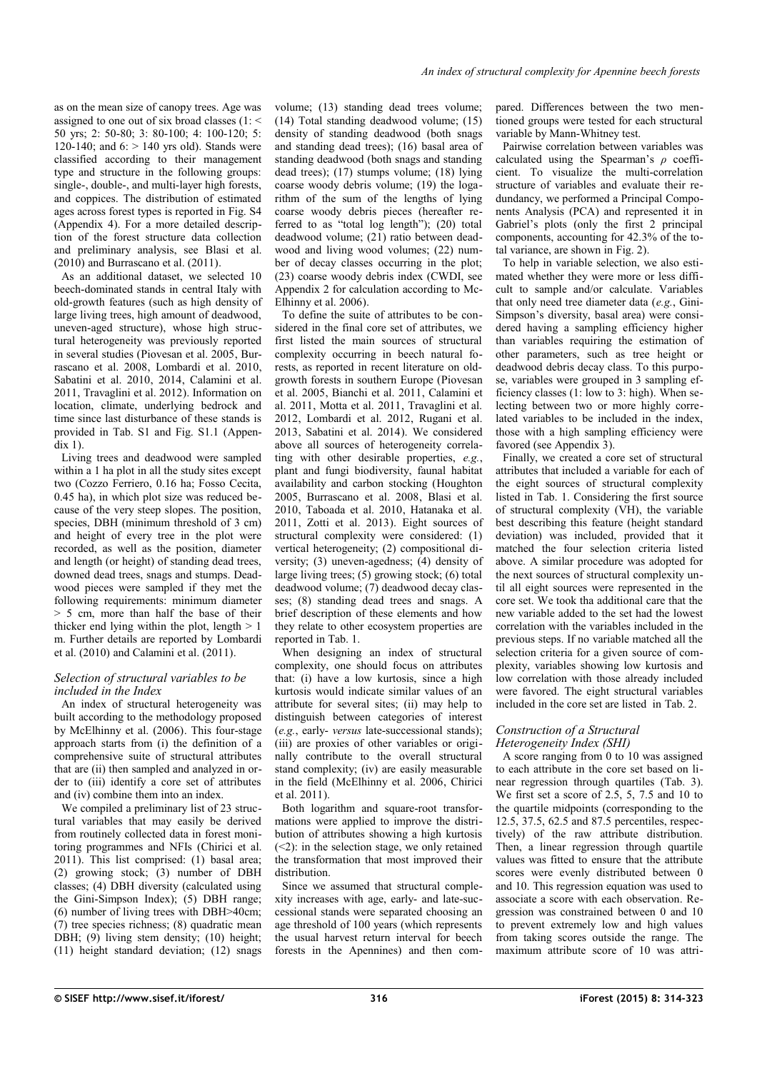as on the mean size of canopy trees. Age was assigned to one out of six broad classes (1: < 50 yrs; 2: 50-80; 3: 80-100; 4: 100-120; 5: 120-140; and 6: > 140 yrs old). Stands were classified according to their management type and structure in the following groups: single-, double-, and multi-layer high forests, and coppices. The distribution of estimated ages across forest types is reported in Fig. S4 (Appendix 4). For a more detailed description of the forest structure data collection and preliminary analysis, see Blasi et al. (2010) and Burrascano et al. (2011).

As an additional dataset, we selected 10 beech-dominated stands in central Italy with old-growth features (such as high density of large living trees, high amount of deadwood, uneven-aged structure), whose high structural heterogeneity was previously reported in several studies (Piovesan et al. 2005, Burrascano et al. 2008, Lombardi et al. 2010, Sabatini et al. 2010, 2014, Calamini et al. 2011, Travaglini et al. 2012). Information on location, climate, underlying bedrock and time since last disturbance of these stands is provided in Tab. S1 and Fig. S1.1 (Appendix 1).

Living trees and deadwood were sampled within a 1 ha plot in all the study sites except two (Cozzo Ferriero, 0.16 ha; Fosso Cecita, 0.45 ha), in which plot size was reduced because of the very steep slopes. The position, species, DBH (minimum threshold of 3 cm) and height of every tree in the plot were recorded, as well as the position, diameter and length (or height) of standing dead trees, downed dead trees, snags and stumps. Deadwood pieces were sampled if they met the following requirements: minimum diameter > 5 cm, more than half the base of their thicker end lying within the plot, length > 1 m. Further details are reported by Lombardi et al. (2010) and Calamini et al. (2011).

### Selection of structural variables to be included in the Index

An index of structural heterogeneity was built according to the methodology proposed by McElhinny et al. (2006). This four-stage approach starts from (i) the definition of a comprehensive suite of structural attributes that are (ii) then sampled and analyzed in order to (iii) identify a core set of attributes and (iv) combine them into an index.

We compiled a preliminary list of 23 structural variables that may easily be derived from routinely collected data in forest monitoring programmes and NFIs (Chirici et al. 2011). This list comprised: (1) basal area; (2) growing stock; (3) number of DBH classes; (4) DBH diversity (calculated using the Gini-Simpson Index); (5) DBH range; (6) number of living trees with DBH>40cm; (7) tree species richness; (8) quadratic mean DBH; (9) living stem density; (10) height; (11) height standard deviation; (12) snags volume; (13) standing dead trees volume; (14) Total standing deadwood volume; (15) density of standing deadwood (both snags and standing dead trees); (16) basal area of standing deadwood (both snags and standing dead trees); (17) stumps volume; (18) lying coarse woody debris volume; (19) the logarithm of the sum of the lengths of lying coarse woody debris pieces (hereafter referred to as "total log length"); (20) total deadwood volume; (21) ratio between deadwood and living wood volumes; (22) number of decay classes occurring in the plot; (23) coarse woody debris index (CWDI, see Appendix 2 for calculation according to McElhinny et al. 2006).

To define the suite of attributes to be considered in the final core set of attributes, we first listed the main sources of structural complexity occurring in beech natural forests, as reported in recent literature on old-growth forests in southern Europe (Piovesan et al. 2005, Bianchi et al. 2011, Calamini et al. 2011, Motta et al. 2011, Travaglini et al. 2012, Lombardi et al. 2012, Rugani et al. 2013, Sabatini et al. 2014). We considered above all sources of heterogeneity correlating with other desirable properties, *e.g.*, plant and fungi biodiversity, faunal habitat availability and carbon stocking (Houghton 2005, Burrascano et al. 2008, Blasi et al. 2010, Taboada et al. 2010, Hatanaka et al. 2011, Zotti et al. 2013). Eight sources of structural complexity were considered: (1) vertical heterogeneity; (2) compositional diversity; (3) uneven-agedness; (4) density of large living trees; (5) growing stock; (6) total deadwood volume; (7) deadwood decay classes; (8) standing dead trees and snags. A brief description of these elements and how they relate to other ecosystem properties are reported in Tab. 1.

When designing an index of structural complexity, one should focus on attributes that: (i) have a low kurtosis, since a high kurtosis would indicate similar values of an attribute for several sites; (ii) may help to distinguish between categories of interest (*e.g.*, early- *versus* late-successional stands); (iii) are proxies of other variables or originally contribute to the overall structural stand complexity; (iv) are easily measurable in the field (McElhinny et al. 2006, Chirici et al. 2011).

Both logarithm and square-root transformations were applied to improve the distribution of attributes showing a high kurtosis (<2): in the selection stage, we only retained the transformation that most improved their distribution.

Since we assumed that structural complexity increases with age, early- and late-successional stands were separated choosing an age threshold of 100 years (which represents the usual harvest return interval for beech forests in the Apennines) and then compared. Differences between the two mentioned groups were tested for each structural variable by Mann-Whitney test.

Pairwise correlation between variables was calculated using the Spearman's $\rho$ coefficient. To visualize the multi-correlation structure of variables and evaluate their redundancy, we performed a Principal Components Analysis (PCA) and represented it in Gabriel's plots (only the first 2 principal components, accounting for 42.3% of the total variance, are shown in Fig. 2).

To help in variable selection, we also estimated whether they were more or less difficult to sample and/or calculate. Variables that only need tree diameter data (*e.g.*, Gini-Simpson's diversity, basal area) were considered having a sampling efficiency higher than variables requiring the estimation of other parameters, such as tree height or deadwood debris decay class. To this purpose, variables were grouped in 3 sampling efficiency classes (1: low to 3: high). When selecting between two or more highly correlated variables to be included in the index, those with a high sampling efficiency were favored (see Appendix 3).

Finally, we created a core set of structural attributes that included a variable for each of the eight sources of structural complexity listed in Tab. 1. Considering the first source of structural complexity (VH), the variable best describing this feature (height standard deviation) was included, provided that it matched the four selection criteria listed above. A similar procedure was adopted for the next sources of structural complexity until all eight sources were represented in the core set. We took tha additional care that the new variable added to the set had the lowest correlation with the variables included in the previous steps. If no variable matched all the selection criteria for a given source of complexity, variables showing low kurtosis and low correlation with those already included were favored. The eight structural variables included in the core set are listed in Tab. 2.

### Construction of a Structural Heterogeneity Index (SHI)

A score ranging from 0 to 10 was assigned to each attribute in the core set based on linear regression through quartiles (Tab. 3). We first set a score of 2.5, 5, 7.5 and 10 to the quartile midpoints (corresponding to the 12.5, 37.5, 62.5 and 87.5 percentiles, respectively) of the raw attribute distribution. Then, a linear regression through quartile values was fitted to ensure that the attribute scores were evenly distributed between 0 and 10. This regression equation was used to associate a score with each observation. Regression was constrained between 0 and 10 to prevent extremely low and high values from taking scores outside the range. The maximum attribute score of 10 was attri-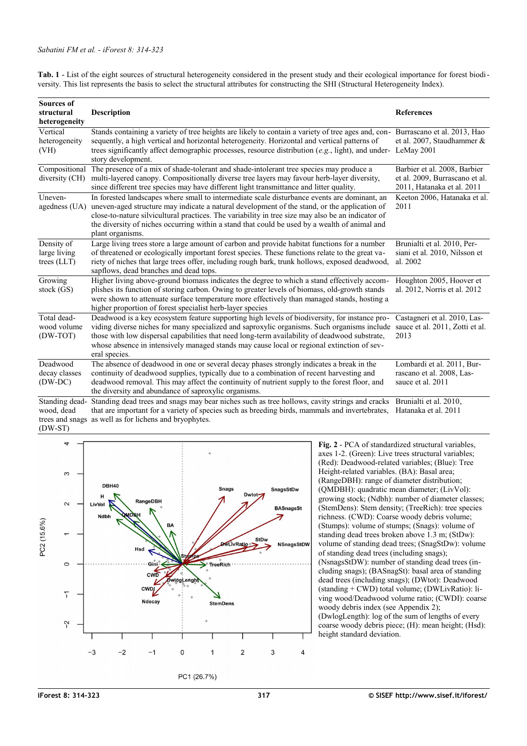**Tab. 1** - List of the eight sources of structural heterogeneity considered in the present study and their ecological importance for forest biodiversity. This list represents the basis to select the structural attributes for constructing the SHI (Structural Heterogeneity Index).

| Sources of structural heterogeneity | Description | References |
|---|---|---|
| Vertical heterogeneity (VH) | Stands containing a variety of tree heights are likely to contain a variety of tree ages and, consequently, a high vertical and horizontal heterogeneity. Horizontal and vertical patterns of trees significantly affect demographic processes, resource distribution (*e.g.*, light), and understory development. | Burrascano et al. 2013, Hao et al. 2007, Staudhammer & LeMay 2001 |
| Compositional diversity (CH) | The presence of a mix of shade-tolerant and shade-intolerant tree species may produce a multi-layered canopy. Compositionally diverse tree layers may favour herb-layer diversity, since different tree species may have different light transmittance and litter quality. | Barbier et al. 2008, Barbier et al. 2009, Burrascano et al. 2011, Hatanaka et al. 2011 |
| Uneven-agedness (UA) | In forested landscapes where small to intermediate scale disturbance events are dominant, an uneven-aged structure may indicate a natural development of the stand, or the application of close-to-nature silvicultural practices. The variability in tree size may also be an indicator of the diversity of niches occurring within a stand that could be used by a wealth of animal and plant organisms. | Keeton 2006, Hatanaka et al. 2011 |
| Density of large living trees (LLT) | Large living trees store a large amount of carbon and provide habitat functions for a number of threatened or ecologically important forest species. These functions relate to the great variety of niches that large trees offer, including rough bark, trunk hollows, exposed deadwood, sapflows, dead branches and dead tops. | Brunialti et al. 2010, Persiani et al. 2010, Nilsson et al. 2002 |
| Growing stock (GS) | Higher living above-ground biomass indicates the degree to which a stand effectively accomplishes its function of storing carbon. Owing to greater levels of biomass, old-growth stands were shown to attenuate surface temperature more effectively than managed stands, hosting a higher proportion of forest specialist herb-layer species | Houghton 2005, Hoover et al. 2012, Norris et al. 2012 |
| Total deadwood volume (DW-TOT) | Deadwood is a key ecosystem feature supporting high levels of biodiversity, for instance providing diverse niches for many specialized and saproxylic organisms. Such organisms include those with low dispersal capabilities that need long-term availability of deadwood substrate, whose absence in intensively managed stands may cause local or regional extinction of several species. | Castagneri et al. 2010, Lassauce et al. 2011, Zotti et al. 2013 |
| Deadwood decay classes (DW-DC) | The absence of deadwood in one or several decay phases strongly indicates a break in the continuity of deadwood supplies, typically due to a combination of recent harvesting and deadwood removal. This may affect the continuity of nutrient supply to the forest floor, and the diversity and abundance of saproxylic organisms. | Lombardi et al. 2011, Burrascano et al. 2008, Lassauce et al. 2011 |
| Standing deadwood, dead trees and snags (DW-ST) | Standing dead trees and snags may bear niches such as tree hollows, cavity strings and cracks that are important for a variety of species such as breeding birds, mammals and invertebrates, as well as for lichens and bryophytes. | Brunialti et al. 2010, Hatanaka et al. 2011 |

**Fig. 2** - PCA of standardized structural variables, axes 1-2. (Green): Live trees structural variables; (Red): Deadwood-related variables; (Blue): Tree Height-related variables. (BA): Basal area; (RangeDBH): range of diameter distribution; (QMDBH): quadratic mean diameter; (LivVol): growing stock; (Ndbh): number of diameter classes; (StemDens): Stem density; (TreeRich): tree species richness. (CWD): Coarse woody debris volume; (Stumps): volume of stumps; (Snags): volume of standing dead trees broken above 1.3 m; (StDw): volume of standing dead trees; (SnagStDw): volume of standing dead trees (including snags); (NsnagsStDW): number of standing dead trees (including snags); (BASnagSt): basal area of standing dead trees (including snags); (DWtot): Deadwood (standing + CWD) total volume; (DWLivRatio): living wood/Deadwood volume ratio; (CWDI): coarse woody debris index (see Appendix 2); (DwlogLength): log of the sum of lengths of every coarse woody debris piece; (H): mean height; (Hsd): height standard deviation.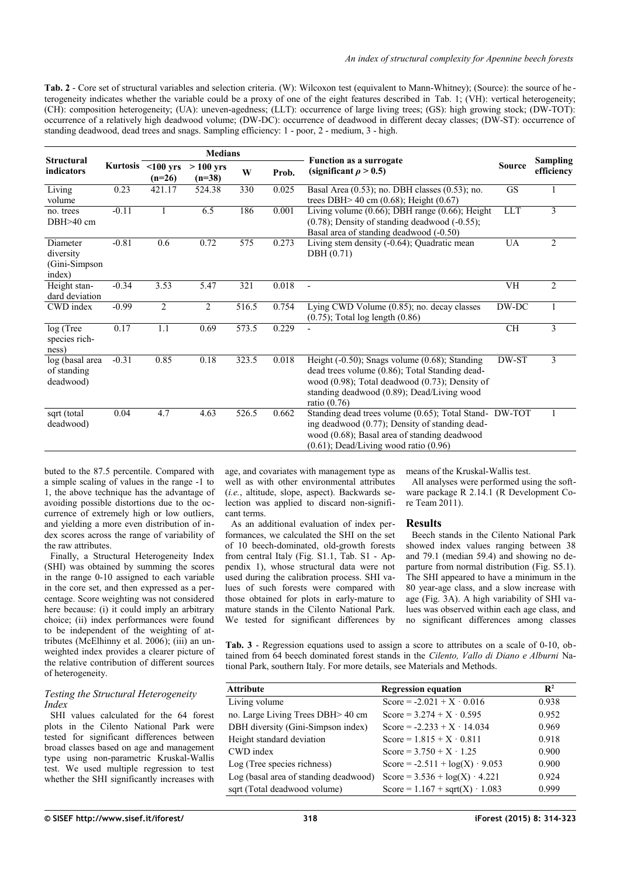**Tab. 2** - Core set of structural variables and selection criteria. (W): Wilcoxon test (equivalent to Mann-Whitney); (Source): the source of heterogeneity indicates whether the variable could be a proxy of one of the eight features described in Tab. 1; (VH): vertical heterogeneity; (CH): composition heterogeneity; (UA): uneven-agedness; (LLT): occurrence of large living trees; (GS): high growing stock; (DW-TOT): occurrence of a relatively high deadwood volume; (DW-DC): occurrence of deadwood in different decay classes; (DW-ST): occurrence of standing deadwood, dead trees and snags. Sampling efficiency: 1 - poor, 2 - medium, 3 - high.

| Structural indicators | Kurtosis | Medians | | | | Function as a surrogate (significant $\rho > 0.5$) | Source | Sampling efficiency |
|---|---|---|---|---|---|---|---|---|
| | | <100 yrs (n=26) | > 100 yrs (n=38) | W | Prob. | | | |
| Living volume | 0.23 | 421.17 | 524.38 | 330 | 0.025 | Basal Area (0.53); no. DBH classes (0.53); no. trees DBH> 40 cm (0.68); Height (0.67) | GS | 1 |
| no. trees DBH>40 cm | -0.11 | 1 | 6.5 | 186 | 0.001 | Living volume (0.66); DBH range (0.66); Height (0.78); Density of standing deadwood (-0.55); Basal area of standing deadwood (-0.50) | LLT | 3 |
| Diameter diversity (Gini-Simpson index) | -0.81 | 0.6 | 0.72 | 575 | 0.273 | Living stem density (-0.64); Quadratic mean DBH (0.71) | UA | 2 |
| Height standard deviation | -0.34 | 3.53 | 5.47 | 321 | 0.018 | - | VH | 2 |
| CWD index | -0.99 | 2 | 2 | 516.5 | 0.754 | Lying CWD Volume (0.85); no. decay classes (0.75); Total log length (0.86) | DW-DC | 1 |
| log (Tree species richness) | 0.17 | 1.1 | 0.69 | 573.5 | 0.229 | - | CH | 3 |
| log (basal area of standing deadwood) | -0.31 | 0.85 | 0.18 | 323.5 | 0.018 | Height (-0.50); Snags volume (0.68); Standing dead trees volume (0.86); Total Standing deadwood (0.98); Total deadwood (0.73); Density of standing deadwood (0.89); Dead/Living wood ratio (0.76) | DW-ST | 3 |
| sqrt (total deadwood) | 0.04 | 4.7 | 4.63 | 526.5 | 0.662 | Standing dead trees volume (0.65); Total Standing deadwood (0.77); Density of standing deadwood (0.68); Basal area of standing deadwood (0.61); Dead/Living wood ratio (0.96) | DW-TOT | 1 |

buted to the 87.5 percentile. Compared with a simple scaling of values in the range -1 to 1, the above technique has the advantage of avoiding possible distortions due to the occurrence of extremely high or low outliers, and yielding a more even distribution of index scores across the range of variability of the raw attributes.

Finally, a Structural Heterogeneity Index (SHI) was obtained by summing the scores in the range 0-10 assigned to each variable in the core set, and then expressed as a percentage. Score weighting was not considered here because: (i) it could imply an arbitrary choice; (ii) index performances were found to be independent of the weighting of attributes (McElhinny et al. 2006); (iii) an unweighted index provides a clearer picture of the relative contribution of different sources of heterogeneity.

### *Testing the Structural Heterogeneity Index*

SHI values calculated for the 64 forest plots in the Cilento National Park were tested for significant differences between broad classes based on age and management type using non-parametric Kruskal-Wallis test. We used multiple regression to test whether the SHI significantly increases with age, and covariates with management type as well as with other environmental attributes (*i.e.*, altitude, slope, aspect). Backwards selection was applied to discard non-significant terms.

As an additional evaluation of index performances, we calculated the SHI on the set of 10 beech-dominated, old-growth forests from central Italy (Fig. S1.1, Tab. S1 - Appendix 1), whose structural data were not used during the calibration process. SHI values of such forests were compared with those obtained for plots in early-mature to mature stands in the Cilento National Park. We tested for significant differences by means of the Kruskal-Wallis test.

All analyses were performed using the software package R 2.14.1 (R Development Core Team 2011).

## Results

Beech stands in the Cilento National Park showed index values ranging between 38 and 79.1 (median 59.4) and showing no departure from normal distribution (Fig. S5.1). The SHI appeared to have a minimum in the 80 year-age class, and a slow increase with age (Fig. 3A). A high variability of SHI values was observed within each age class, and no significant differences among classes

**Tab. 3** - Regression equations used to assign a score to attributes on a scale of 0-10, obtained from 64 beech dominated forest stands in the *Cilento, Vallo di Diano e Alburni* National Park, southern Italy. For more details, see Materials and Methods.

| Attribute | Regression equation | $R^2$ |
|---|---|---|
| Living volume | Score = $-2.021 + X \cdot 0.016$ | 0.938 |
| no. Large Living Trees DBH> 40 cm | Score = $3.274 + X \cdot 0.595$ | 0.952 |
| DBH diversity (Gini-Simpson index) | Score = $-2.233 + X \cdot 14.034$ | 0.969 |
| Height standard deviation | Score = $1.815 + X \cdot 0.811$ | 0.918 |
| CWD index | Score = $3.750 + X \cdot 1.25$ | 0.900 |
| Log (Tree species richness) | Score = $-2.511 + \log(X) \cdot 9.053$ | 0.900 |
| Log (basal area of standing deadwood) | Score = $3.536 + \log(X) \cdot 4.221$ | 0.924 |
| sqrt (Total deadwood volume) | Score = $1.167 + \text{sqrt}(X) \cdot 1.083$ | 0.999 |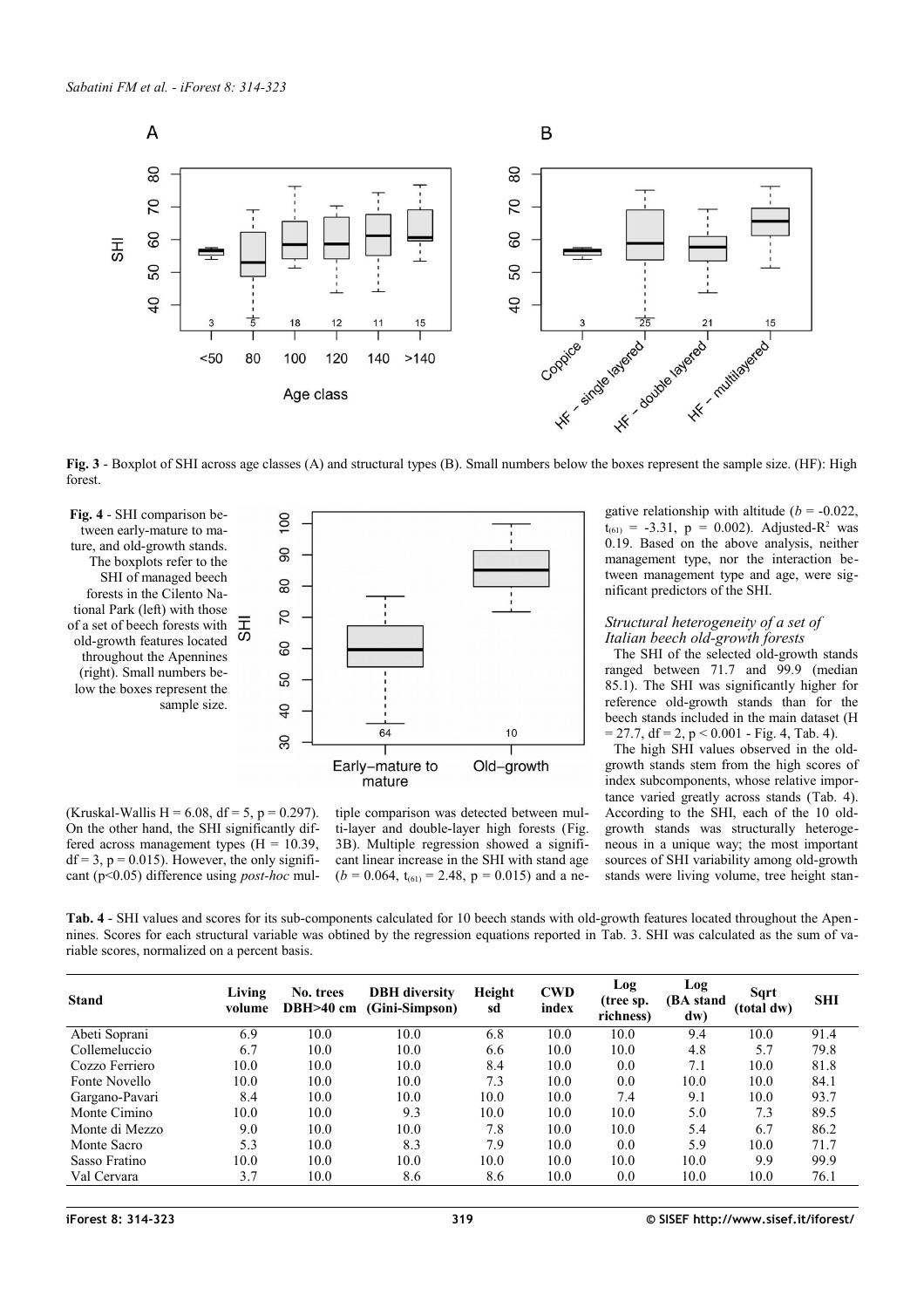**Fig. 3** - Boxplot of SHI across age classes (A) and structural types (B). Small numbers below the boxes represent the sample size. (HF): High forest.

**Fig. 4** - SHI comparison between early-mature to mature, and old-growth stands. The boxplots refer to the SHI of managed beech forests in the Cilento National Park (left) with those of a set of beech forests with old-growth features located throughout the Apennines (right). Small numbers below the boxes represent the sample size.

(Kruskal-Wallis H = 6.08, df = 5, p = 0.297). On the other hand, the SHI significantly differed across management types (H = 10.39, df = 3, p = 0.015). However, the only significant (p<0.05) difference using *post-hoc* multiple comparison was detected between multi-layer and double-layer high forests (Fig. 3B). Multiple regression showed a significant linear increase in the SHI with stand age ($b$ = 0.064, $t_{(61)}$ = 2.48, p = 0.015) and a negative relationship with altitude ($b$ = -0.022, $t_{(61)}$ = -3.31, p = 0.002). Adjusted-$R^2$ was 0.19. Based on the above analysis, neither management type, nor the interaction between management type and age, were significant predictors of the SHI.

### *Structural heterogeneity of a set of Italian beech old-growth forests*

The SHI of the selected old-growth stands ranged between 71.7 and 99.9 (median 85.1). The SHI was significantly higher for reference old-growth stands than for the beech stands included in the main dataset (H = 27.7, df = 2, p < 0.001 - Fig. 4, Tab. 4).

The high SHI values observed in the old-growth stands stem from the high scores of index subcomponents, whose relative importance varied greatly across stands (Tab. 4). According to the SHI, each of the 10 old-growth stands was structurally heterogeneous in a unique way; the most important sources of SHI variability among old-growth stands were living volume, tree height stan-

**Tab. 4** - SHI values and scores for its sub-components calculated for 10 beech stands with old-growth features located throughout the Apennines. Scores for each structural variable was obtined by the regression equations reported in Tab. 3. SHI was calculated as the sum of variable scores, normalized on a percent basis.

| Stand | Living volume | No. trees DBH>40 cm | DBH diversity (Gini-Simpson) | Height sd | CWD index | Log (tree sp. richness) | Log (BA stand dw) | Sqrt (total dw) | SHI |
|---|---|---|---|---|---|---|---|---|---|
| Abeti Soprani | 6.9 | 10.0 | 10.0 | 6.8 | 10.0 | 10.0 | 9.4 | 10.0 | 91.4 |
| Collemeluccio | 6.7 | 10.0 | 10.0 | 6.6 | 10.0 | 10.0 | 4.8 | 5.7 | 79.8 |
| Cozzo Ferriero | 10.0 | 10.0 | 10.0 | 8.4 | 10.0 | 0.0 | 7.1 | 10.0 | 81.8 |
| Fonte Novello | 10.0 | 10.0 | 10.0 | 7.3 | 10.0 | 0.0 | 10.0 | 10.0 | 84.1 |
| Gargano-Pavari | 8.4 | 10.0 | 10.0 | 10.0 | 10.0 | 7.4 | 9.1 | 10.0 | 93.7 |
| Monte Cimino | 10.0 | 10.0 | 9.3 | 10.0 | 10.0 | 10.0 | 5.0 | 7.3 | 89.5 |
| Monte di Mezzo | 9.0 | 10.0 | 10.0 | 7.8 | 10.0 | 10.0 | 5.4 | 6.7 | 86.2 |
| Monte Sacro | 5.3 | 10.0 | 8.3 | 7.9 | 10.0 | 0.0 | 5.9 | 10.0 | 71.7 |
| Sasso Fratino | 10.0 | 10.0 | 10.0 | 10.0 | 10.0 | 10.0 | 10.0 | 9.9 | 99.9 |
| Val Cervara | 3.7 | 10.0 | 8.6 | 8.6 | 10.0 | 0.0 | 10.0 | 10.0 | 76.1 |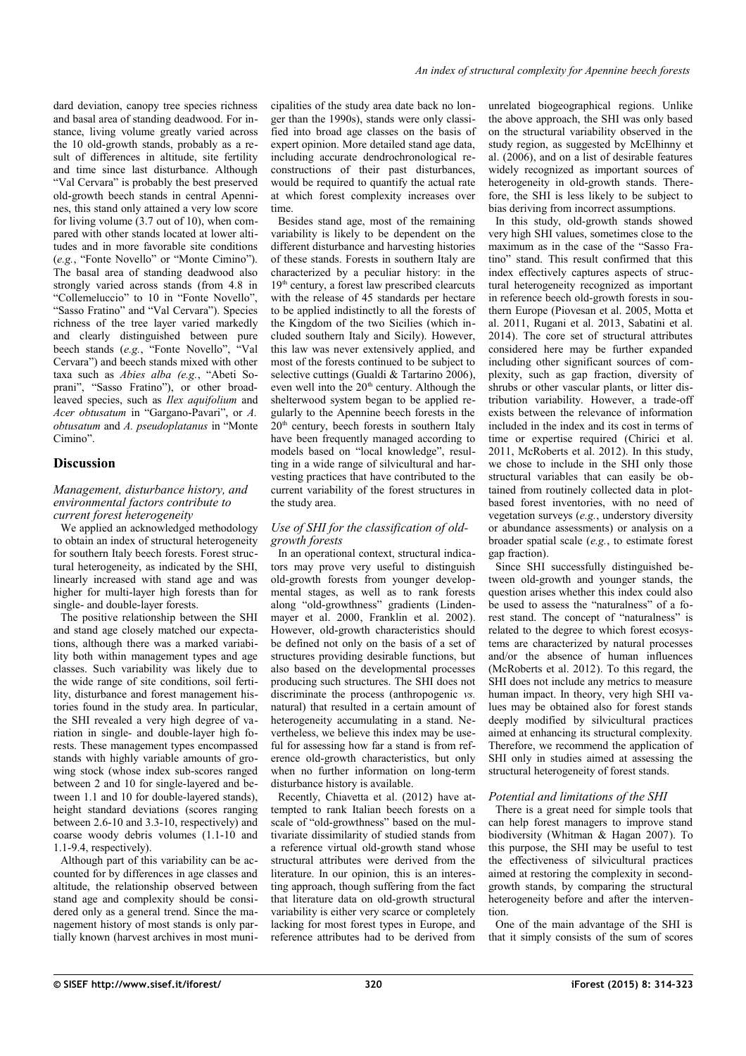dard deviation, canopy tree species richness and basal area of standing deadwood. For instance, living volume greatly varied across the 10 old-growth stands, probably as a result of differences in altitude, site fertility and time since last disturbance. Although "Val Cervara" is probably the best preserved old-growth beech stands in central Apennines, this stand only attained a very low score for living volume (3.7 out of 10), when compared with other stands located at lower altitudes and in more favorable site conditions (*e.g.*, "Fonte Novello" or "Monte Cimino"). The basal area of standing deadwood also strongly varied across stands (from 4.8 in "Collemeluccio" to 10 in "Fonte Novello", "Sasso Fratino" and "Val Cervara"). Species richness of the tree layer varied markedly and clearly distinguished between pure beech stands (*e.g.*, "Fonte Novello", "Val Cervara") and beech stands mixed with other taxa such as *Abies alba (e.g.*, "Abeti Soprani", "Sasso Fratino"), or other broadleaved species, such as *Ilex aquifolium* and *Acer obtusatum* in "Gargano-Pavari", or *A. obtusatum* and *A. pseudoplatanus* in "Monte Cimino".

## Discussion

### *Management, disturbance history, and environmental factors contribute to current forest heterogeneity*

We applied an acknowledged methodology to obtain an index of structural heterogeneity for southern Italy beech forests. Forest structural heterogeneity, as indicated by the SHI, linearly increased with stand age and was higher for multi-layer high forests than for single- and double-layer forests.

The positive relationship between the SHI and stand age closely matched our expectations, although there was a marked variability both within management types and age classes. Such variability was likely due to the wide range of site conditions, soil fertility, disturbance and forest management histories found in the study area. In particular, the SHI revealed a very high degree of variation in single- and double-layer high forests. These management types encompassed stands with highly variable amounts of growing stock (whose index sub-scores ranged between 2 and 10 for single-layered and between 1.1 and 10 for double-layered stands), height standard deviations (scores ranging between 2.6-10 and 3.3-10, respectively) and coarse woody debris volumes (1.1-10 and 1.1-9.4, respectively).

Although part of this variability can be accounted for by differences in age classes and altitude, the relationship observed between stand age and complexity should be considered only as a general trend. Since the management history of most stands is only partially known (harvest archives in most municipalities of the study area date back no longer than the 1990s), stands were only classified into broad age classes on the basis of expert opinion. More detailed stand age data, including accurate dendrochronological reconstructions of their past disturbances, would be required to quantify the actual rate at which forest complexity increases over time.

Besides stand age, most of the remaining variability is likely to be dependent on the different disturbance and harvesting histories of these stands. Forests in southern Italy are characterized by a peculiar history: in the 19th century, a forest law prescribed clearcuts with the release of 45 standards per hectare to be applied indistinctly to all the forests of the Kingdom of the two Sicilies (which included southern Italy and Sicily). However, this law was never extensively applied, and most of the forests continued to be subject to selective cuttings (Gualdi & Tartarino 2006), even well into the 20th century. Although the shelterwood system began to be applied regularly to the Apennine beech forests in the 20th century, beech forests in southern Italy have been frequently managed according to models based on "local knowledge", resulting in a wide range of silvicultural and harvesting practices that have contributed to the current variability of the forest structures in the study area.

### *Use of SHI for the classification of old-growth forests*

In an operational context, structural indicators may prove very useful to distinguish old-growth forests from younger developmental stages, as well as to rank forests along "old-growthness" gradients (Lindenmayer et al. 2000, Franklin et al. 2002). However, old-growth characteristics should be defined not only on the basis of a set of structures providing desirable functions, but also based on the developmental processes producing such structures. The SHI does not discriminate the process (anthropogenic *vs.* natural) that resulted in a certain amount of heterogeneity accumulating in a stand. Nevertheless, we believe this index may be useful for assessing how far a stand is from reference old-growth characteristics, but only when no further information on long-term disturbance history is available.

Recently, Chiavetta et al. (2012) have attempted to rank Italian beech forests on a scale of "old-growthness" based on the multivariate dissimilarity of studied stands from a reference virtual old-growth stand whose structural attributes were derived from the literature. In our opinion, this is an interesting approach, though suffering from the fact that literature data on old-growth structural variability is either very scarce or completely lacking for most forest types in Europe, and reference attributes had to be derived from unrelated biogeographical regions. Unlike the above approach, the SHI was only based on the structural variability observed in the study region, as suggested by McElhinny et al. (2006), and on a list of desirable features widely recognized as important sources of heterogeneity in old-growth stands. Therefore, the SHI is less likely to be subject to bias deriving from incorrect assumptions.

In this study, old-growth stands showed very high SHI values, sometimes close to the maximum as in the case of the "Sasso Fratino" stand. This result confirmed that this index effectively captures aspects of structural heterogeneity recognized as important in reference beech old-growth forests in southern Europe (Piovesan et al. 2005, Motta et al. 2011, Rugani et al. 2013, Sabatini et al. 2014). The core set of structural attributes considered here may be further expanded including other significant sources of complexity, such as gap fraction, diversity of shrubs or other vascular plants, or litter distribution variability. However, a trade-off exists between the relevance of information included in the index and its cost in terms of time or expertise required (Chirici et al. 2011, McRoberts et al. 2012). In this study, we chose to include in the SHI only those structural variables that can easily be obtained from routinely collected data in plot-based forest inventories, with no need of vegetation surveys (*e.g.*, understory diversity or abundance assessments) or analysis on a broader spatial scale (*e.g.*, to estimate forest gap fraction).

Since SHI successfully distinguished between old-growth and younger stands, the question arises whether this index could also be used to assess the "naturalness" of a forest stand. The concept of "naturalness" is related to the degree to which forest ecosystems are characterized by natural processes and/or the absence of human influences (McRoberts et al. 2012). To this regard, the SHI does not include any metrics to measure human impact. In theory, very high SHI values may be obtained also for forest stands deeply modified by silvicultural practices aimed at enhancing its structural complexity. Therefore, we recommend the application of SHI only in studies aimed at assessing the structural heterogeneity of forest stands.

### *Potential and limitations of the SHI*

There is a great need for simple tools that can help forest managers to improve stand biodiversity (Whitman & Hagan 2007). To this purpose, the SHI may be useful to test the effectiveness of silvicultural practices aimed at restoring the complexity in second-growth stands, by comparing the structural heterogeneity before and after the intervention.

One of the main advantage of the SHI is that it simply consists of the sum of scores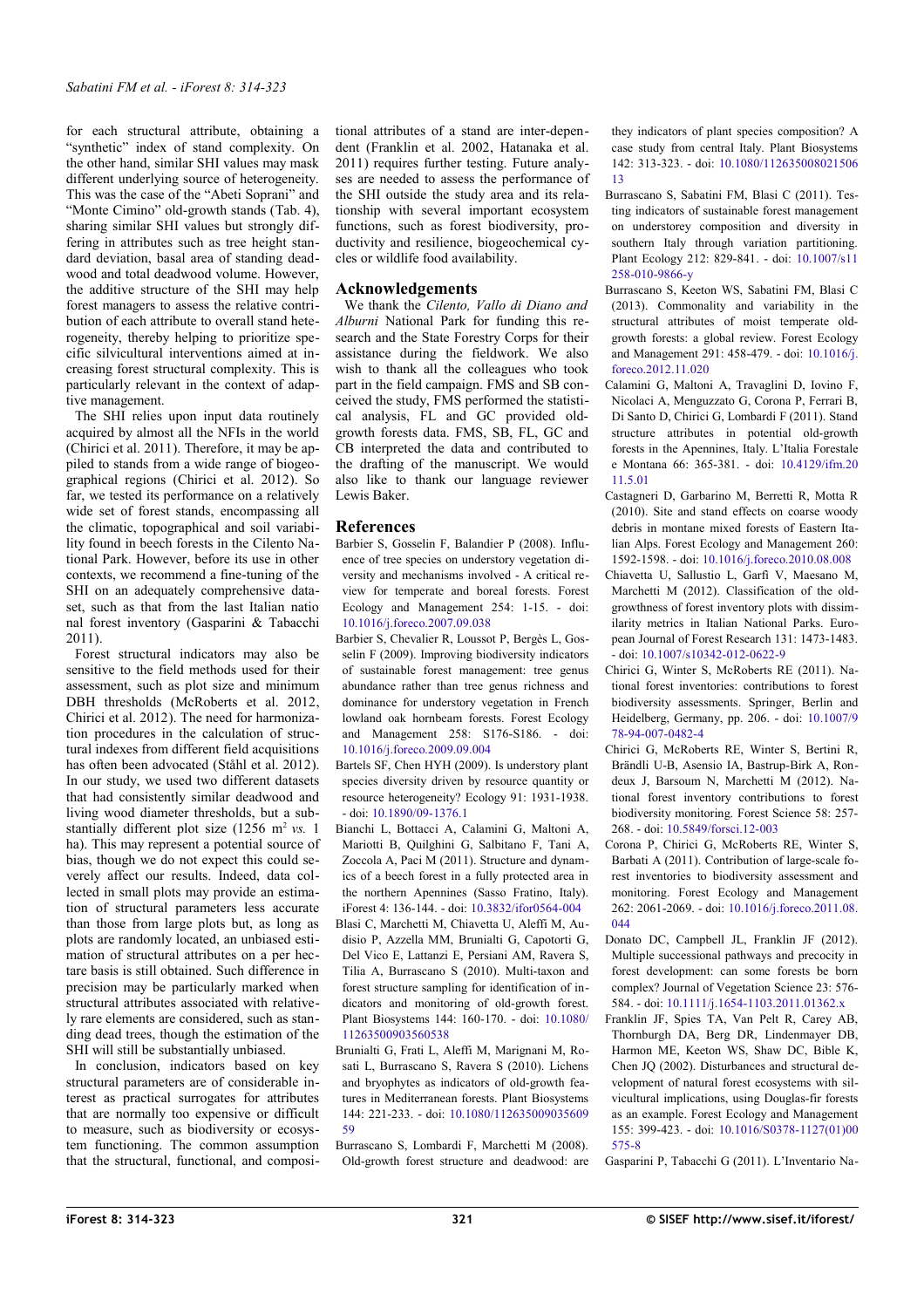for each structural attribute, obtaining a "synthetic" index of stand complexity. On the other hand, similar SHI values may mask different underlying source of heterogeneity. This was the case of the "Abeti Soprani" and "Monte Cimino" old-growth stands (Tab. 4), sharing similar SHI values but strongly differing in attributes such as tree height standard deviation, basal area of standing deadwood and total deadwood volume. However, the additive structure of the SHI may help forest managers to assess the relative contribution of each attribute to overall stand heterogeneity, thereby helping to prioritize specific silvicultural interventions aimed at increasing forest structural complexity. This is particularly relevant in the context of adaptive management.

The SHI relies upon input data routinely acquired by almost all the NFIs in the world (Chirici et al. 2011). Therefore, it may be applied to stands from a wide range of biogeographical regions (Chirici et al. 2012). So far, we tested its performance on a relatively wide set of forest stands, encompassing all the climatic, topographical and soil variability found in beech forests in the Cilento National Park. However, before its use in other contexts, we recommend a fine-tuning of the SHI on an adequately comprehensive dataset, such as that from the last Italian national forest inventory (Gasparini & Tabacchi 2011).

Forest structural indicators may also be sensitive to the field methods used for their assessment, such as plot size and minimum DBH thresholds (McRoberts et al. 2012, Chirici et al. 2012). The need for harmonization procedures in the calculation of structural indexes from different field acquisitions has often been advocated (Ståhl et al. 2012). In our study, we used two different datasets that had consistently similar deadwood and living wood diameter thresholds, but a substantially different plot size (1256 m$^2$ *vs.* 1 ha). This may represent a potential source of bias, though we do not expect this could severely affect our results. Indeed, data collected in small plots may provide an estimation of structural parameters less accurate than those from large plots but, as long as plots are randomly located, an unbiased estimation of structural attributes on a per hectare basis is still obtained. Such difference in precision may be particularly marked when structural attributes associated with relatively rare elements are considered, such as standing dead trees, though the estimation of the SHI will still be substantially unbiased.

In conclusion, indicators based on key structural parameters are of considerable interest as practical surrogates for attributes that are normally too expensive or difficult to measure, such as biodiversity or ecosystem functioning. The common assumption that the structural, functional, and compositional attributes of a stand are inter-dependent (Franklin et al. 2002, Hatanaka et al. 2011) requires further testing. Future analyses are needed to assess the performance of the SHI outside the study area and its relationship with several important ecosystem functions, such as forest biodiversity, productivity and resilience, biogeochemical cycles or wildlife food availability.

## Acknowledgements

We thank the *Cilento, Vallo di Diano and Alburni* National Park for funding this research and the State Forestry Corps for their assistance during the fieldwork. We also wish to thank all the colleagues who took part in the field campaign. FMS and SB conceived the study, FMS performed the statistical analysis, FL and GC provided old-growth forests data. FMS, SB, FL, GC and CB interpreted the data and contributed to the drafting of the manuscript. We would also like to thank our language reviewer Lewis Baker.

## References

Barbier S, Gosselin F, Balandier P (2008). Influence of tree species on understory vegetation diversity and mechanisms involved - A critical review for temperate and boreal forests. Forest Ecology and Management 254: 1-15. - doi: 10.1016/j.foreco.2007.09.038

Barbier S, Chevalier R, Loussot P, Bergès L, Gosselin F (2009). Improving biodiversity indicators of sustainable forest management: tree genus abundance rather than tree genus richness and dominance for understory vegetation in French lowland oak hornbeam forests. Forest Ecology and Management 258: S176-S186. - doi: 10.1016/j.foreco.2009.09.004

Bartels SF, Chen HYH (2009). Is understory plant species diversity driven by resource quantity or resource heterogeneity? Ecology 91: 1931-1938. - doi: 10.1890/09-1376.1

Bianchi L, Bottacci A, Calamini G, Maltoni A, Mariotti B, Quilghini G, Salbitano F, Tani A, Zoccola A, Paci M (2011). Structure and dynamics of a beech forest in a fully protected area in the northern Apennines (Sasso Fratino, Italy). iForest 4: 136-144. - doi: 10.3832/ifor0564-004

Blasi C, Marchetti M, Chiavetta U, Aleffi M, Audisio P, Azzella MM, Brunialti G, Capotorti G, Del Vico E, Lattanzi E, Persiani AM, Ravera S, Tilia A, Burrascano S (2010). Multi-taxon and forest structure sampling for identification of indicators and monitoring of old-growth forest. Plant Biosystems 144: 160-170. - doi: 10.1080/11263500903560538

Brunialti G, Frati L, Aleffi M, Marignani M, Rosati L, Burrascano S, Ravera S (2010). Lichens and bryophytes as indicators of old-growth features in Mediterranean forests. Plant Biosystems 144: 221-233. - doi: 10.1080/11263500903560959

Burrascano S, Lombardi F, Marchetti M (2008). Old-growth forest structure and deadwood: are they indicators of plant species composition? A case study from central Italy. Plant Biosystems 142: 313-323. - doi: 10.1080/11263500802150613

Burrascano S, Sabatini FM, Blasi C (2011). Testing indicators of sustainable forest management on understorey composition and diversity in southern Italy through variation partitioning. Plant Ecology 212: 829-841. - doi: 10.1007/s11258-010-9866-y

Burrascano S, Keeton WS, Sabatini FM, Blasi C (2013). Commonality and variability in the structural attributes of moist temperate old-growth forests: a global review. Forest Ecology and Management 291: 458-479. - doi: 10.1016/j.foreco.2012.11.020

Calamini G, Maltoni A, Travaglini D, Iovino F, Nicolaci A, Menguzzato G, Corona P, Ferrari B, Di Santo D, Chirici G, Lombardi F (2011). Stand structure attributes in potential old-growth forests in the Apennines, Italy. L'Italia Forestale e Montana 66: 365-381. - doi: 10.4129/ifm.2011.5.01

Castagneri D, Garbarino M, Berretti R, Motta R (2010). Site and stand effects on coarse woody debris in montane mixed forests of Eastern Italian Alps. Forest Ecology and Management 260: 1592-1598. - doi: 10.1016/j.foreco.2010.08.008

Chiavetta U, Sallustio L, Garfì V, Maesano M, Marchetti M (2012). Classification of the old-growthness of forest inventory plots with dissimilarity metrics in Italian National Parks. European Journal of Forest Research 131: 1473-1483. - doi: 10.1007/s10342-012-0622-9

Chirici G, Winter S, McRoberts RE (2011). National forest inventories: contributions to forest biodiversity assessments. Springer, Berlin and Heidelberg, Germany, pp. 206. - doi: 10.1007/978-94-007-0482-4

Chirici G, McRoberts RE, Winter S, Bertini R, Brändli U-B, Asensio IA, Bastrup-Birk A, Rondeux J, Barsoum N, Marchetti M (2012). National forest inventory contributions to forest biodiversity monitoring. Forest Science 58: 257-268. - doi: 10.5849/forsci.12-003

Corona P, Chirici G, McRoberts RE, Winter S, Barbati A (2011). Contribution of large-scale forest inventories to biodiversity assessment and monitoring. Forest Ecology and Management 262: 2061-2069. - doi: 10.1016/j.foreco.2011.08.044

Donato DC, Campbell JL, Franklin JF (2012). Multiple successional pathways and precocity in forest development: can some forests be born complex? Journal of Vegetation Science 23: 576-584. - doi: 10.1111/j.1654-1103.2011.01362.x

Franklin JF, Spies TA, Van Pelt R, Carey AB, Thornburgh DA, Berg DR, Lindenmayer DB, Harmon ME, Keeton WS, Shaw DC, Bible K, Chen JQ (2002). Disturbances and structural development of natural forest ecosystems with silvicultural implications, using Douglas-fir forests as an example. Forest Ecology and Management 155: 399-423. - doi: 10.1016/S0378-1127(01)00575-8

Gasparini P, Tabacchi G (2011). L'Inventario Na-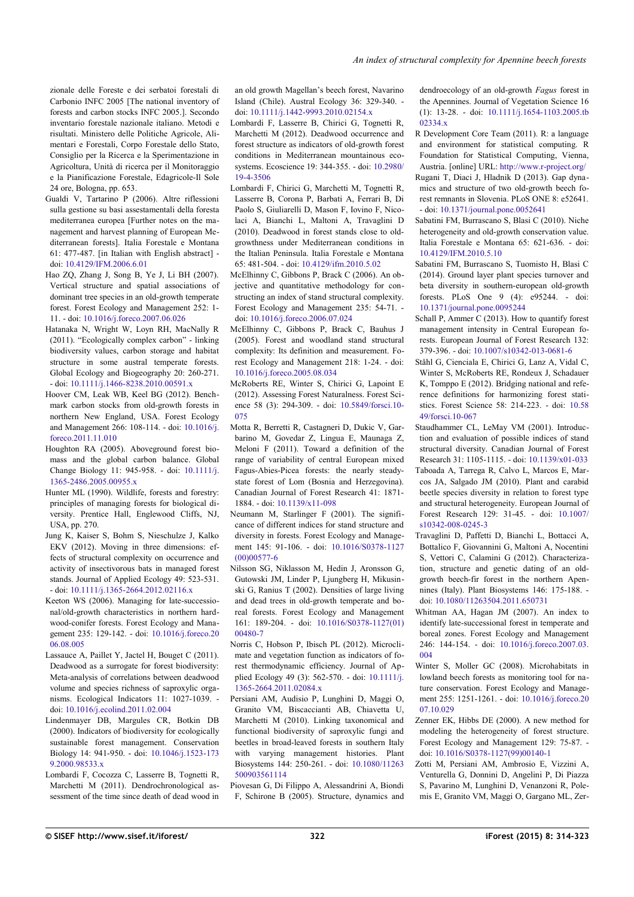zionale delle Foreste e dei serbatoi forestali di Carbonio INFC 2005 [The national inventory of forests and carbon stocks INFC 2005.]. Secondo inventario forestale nazionale italiano. Metodi e risultati. Ministero delle Politiche Agricole, Alimentari e Forestali, Corpo Forestale dello Stato, Consiglio per la Ricerca e la Sperimentazione in Agricoltura, Unità di ricerca per il Monitoraggio e la Pianificazione Forestale, Edagricole-Il Sole 24 ore, Bologna, pp. 653.

Gualdi V, Tartarino P (2006). Altre riflessioni sulla gestione su basi assestamentali della foresta mediterranea europea [Further notes on the management and harvest planning of European Mediterranean forests]. Italia Forestale e Montana 61: 477-487. [in Italian with English abstract] - doi: 10.4129/IFM.2006.6.01

Hao ZQ, Zhang J, Song B, Ye J, Li BH (2007). Vertical structure and spatial associations of dominant tree species in an old-growth temperate forest. Forest Ecology and Management 252: 1-11. - doi: 10.1016/j.foreco.2007.06.026

Hatanaka N, Wright W, Loyn RH, MacNally R (2011). "Ecologically complex carbon" - linking biodiversity values, carbon storage and habitat structure in some austral temperate forests. Global Ecology and Biogeography 20: 260-271. - doi: 10.1111/j.1466-8238.2010.00591.x

Hoover CM, Leak WB, Keel BG (2012). Benchmark carbon stocks from old-growth forests in northern New England, USA. Forest Ecology and Management 266: 108-114. - doi: 10.1016/j.foreco.2011.11.010

Houghton RA (2005). Aboveground forest biomass and the global carbon balance. Global Change Biology 11: 945-958. - doi: 10.1111/j.1365-2486.2005.00955.x

Hunter ML (1990). Wildlife, forests and forestry: principles of managing forests for biological diversity. Prentice Hall, Englewood Cliffs, NJ, USA, pp. 270.

Jung K, Kaiser S, Bohm S, Nieschulze J, Kalko EKV (2012). Moving in three dimensions: effects of structural complexity on occurrence and activity of insectivorous bats in managed forest stands. Journal of Applied Ecology 49: 523-531. - doi: 10.1111/j.1365-2664.2012.02116.x

Keeton WS (2006). Managing for late-successional/old-growth characteristics in northern hardwood-conifer forests. Forest Ecology and Management 235: 129-142. - doi: 10.1016/j.foreco.2006.08.005

Lassauce A, Paillet Y, Jactel H, Bouget C (2011). Deadwood as a surrogate for forest biodiversity: Meta-analysis of correlations between deadwood volume and species richness of saproxylic organisms. Ecological Indicators 11: 1027-1039. - doi: 10.1016/j.ecolind.2011.02.004

Lindenmayer DB, Margules CR, Botkin DB (2000). Indicators of biodiversity for ecologically sustainable forest management. Conservation Biology 14: 941-950. - doi: 10.1046/j.1523-1739.2000.98533.x

Lombardi F, Cocozza C, Lasserre B, Tognetti R, Marchetti M (2011). Dendrochronological assessment of the time since death of dead wood in an old growth Magellan's beech forest, Navarino Island (Chile). Austral Ecology 36: 329-340. - doi: 10.1111/j.1442-9993.2010.02154.x

Lombardi F, Lasserre B, Chirici G, Tognetti R, Marchetti M (2012). Deadwood occurrence and forest structure as indicators of old-growth forest conditions in Mediterranean mountainous ecosystems. Ecoscience 19: 344-355. - doi: 10.2980/19-4-3506

Lombardi F, Chirici G, Marchetti M, Tognetti R, Lasserre B, Corona P, Barbati A, Ferrari B, Di Paolo S, Giuliarelli D, Mason F, Iovino F, Nicolaci A, Bianchi L, Maltoni A, Travaglini D (2010). Deadwood in forest stands close to old-growthness under Mediterranean conditions in the Italian Peninsula. Italia Forestale e Montana 65: 481-504. - doi: 10.4129/ifm.2010.5.02

McElhinny C, Gibbons P, Brack C (2006). An objective and quantitative methodology for constructing an index of stand structural complexity. Forest Ecology and Management 235: 54-71. - doi: 10.1016/j.foreco.2006.07.024

McElhinny C, Gibbons P, Brack C, Bauhus J (2005). Forest and woodland stand structural complexity: Its definition and measurement. Forest Ecology and Management 218: 1-24. - doi: 10.1016/j.foreco.2005.08.034

McRoberts RE, Winter S, Chirici G, Lapoint E (2012). Assessing Forest Naturalness. Forest Science 58 (3): 294-309. - doi: 10.5849/forsci.10-075

Motta R, Berretti R, Castagneri D, Dukic V, Garbarino M, Govedar Z, Lingua E, Maunaga Z, Meloni F (2011). Toward a definition of the range of variability of central European mixed Fagus-Abies-Picea forests: the nearly steady-state forest of Lom (Bosnia and Herzegovina). Canadian Journal of Forest Research 41: 1871-1884. - doi: 10.1139/x11-098

Neumann M, Starlinger F (2001). The significance of different indices for stand structure and diversity in forests. Forest Ecology and Management 145: 91-106. - doi: 10.1016/S0378-1127(00)00577-6

Nilsson SG, Niklasson M, Hedin J, Aronsson G, Gutowski JM, Linder P, Ljungberg H, Mikusinski G, Ranius T (2002). Densities of large living and dead trees in old-growth temperate and boreal forests. Forest Ecology and Management 161: 189-204. - doi: 10.1016/S0378-1127(01)00480-7

Norris C, Hobson P, Ibisch PL (2012). Microclimate and vegetation function as indicators of forest thermodynamic efficiency. Journal of Applied Ecology 49 (3): 562-570. - doi: 10.1111/j.1365-2664.2011.02084.x

Persiani AM, Audisio P, Lunghini D, Maggi O, Granito VM, Biscaccianti AB, Chiavetta U, Marchetti M (2010). Linking taxonomical and functional biodiversity of saproxylic fungi and beetles in broad-leaved forests in southern Italy with varying management histories. Plant Biosystems 144: 250-261. - doi: 10.1080/11263500903561114

Piovesan G, Di Filippo A, Alessandrini A, Biondi F, Schirone B (2005). Structure, dynamics and dendroecology of an old-growth *Fagus* forest in the Apennines. Journal of Vegetation Science 16 (1): 13-28. - doi: 10.1111/j.1654-1103.2005.tb02334.x

R Development Core Team (2011). R: a language and environment for statistical computing. R Foundation for Statistical Computing, Vienna, Austria. [online] URL: http://www.r-project.org/

Rugani T, Diaci J, Hladnik D (2013). Gap dynamics and structure of two old-growth beech forest remnants in Slovenia. PLoS ONE 8: e52641. - doi: 10.1371/journal.pone.0052641

Sabatini FM, Burrascano S, Blasi C (2010). Niche heterogeneity and old-growth conservation value. Italia Forestale e Montana 65: 621-636. - doi: 10.4129/IFM.2010.5.10

Sabatini FM, Burrascano S, Tuomisto H, Blasi C (2014). Ground layer plant species turnover and beta diversity in southern-european old-growth forests. PLoS One 9 (4): e95244. - doi: 10.1371/journal.pone.0095244

Schall P, Ammer C (2013). How to quantify forest management intensity in Central European forests. European Journal of Forest Research 132: 379-396. - doi: 10.1007/s10342-013-0681-6

Ståhl G, Cienciala E, Chirici G, Lanz A, Vidal C, Winter S, McRoberts RE, Rondeux J, Schadauer K, Tomppo E (2012). Bridging national and reference definitions for harmonizing forest statistics. Forest Science 58: 214-223. - doi: 10.5849/forsci.10-067

Staudhammer CL, LeMay VM (2001). Introduction and evaluation of possible indices of stand structural diversity. Canadian Journal of Forest Research 31: 1105-1115. - doi: 10.1139/x01-033

Taboada A, Tarrega R, Calvo L, Marcos E, Marcos JA, Salgado JM (2010). Plant and carabid beetle species diversity in relation to forest type and structural heterogeneity. European Journal of Forest Research 129: 31-45. - doi: 10.1007/s10342-008-0245-3

Travaglini D, Paffetti D, Bianchi L, Bottacci A, Bottalico F, Giovannini G, Maltoni A, Nocentini S, Vettori C, Calamini G (2012). Characterization, structure and genetic dating of an old-growth beech-fir forest in the northern Apennines (Italy). Plant Biosystems 146: 175-188. - doi: 10.1080/11263504.2011.650731

Whitman AA, Hagan JM (2007). An index to identify late-successional forest in temperate and boreal zones. Forest Ecology and Management 246: 144-154. - doi: 10.1016/j.foreco.2007.03.004

Winter S, Moller GC (2008). Microhabitats in lowland beech forests as monitoring tool for nature conservation. Forest Ecology and Management 255: 1251-1261. - doi: 10.1016/j.foreco.2007.10.029

Zenner EK, Hibbs DE (2000). A new method for modeling the heterogeneity of forest structure. Forest Ecology and Management 129: 75-87. - doi: 10.1016/S0378-1127(99)00140-1

Zotti M, Persiani AM, Ambrosio E, Vizzini A, Venturella G, Donnini D, Angelini P, Di Piazza S, Pavarino M, Lunghini D, Venanzoni R, Polemis E, Granito VM, Maggi O, Gargano ML, Zer-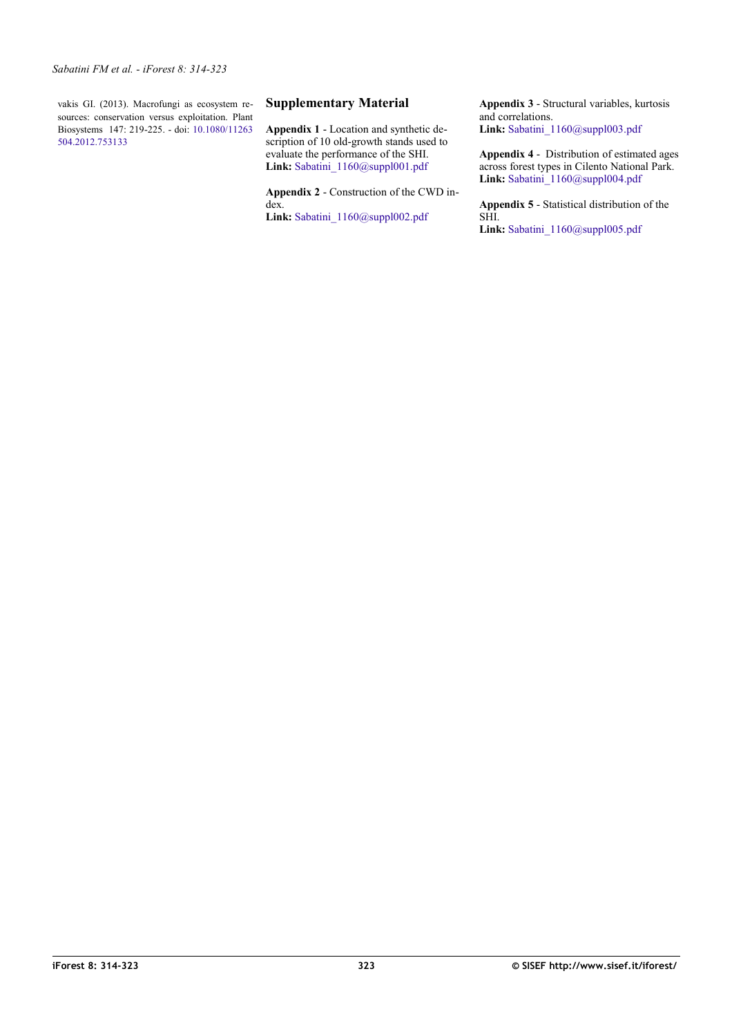vakis GI. (2013). Macrofungi as ecosystem resources: conservation versus exploitation. Plant Biosystems 147: 219-225. - doi: 10.1080/11263504.2012.753133

## Supplementary Material

**Appendix 1** - Location and synthetic description of 10 old-growth stands used to evaluate the performance of the SHI.
**Link:** Sabatini_1160@suppl001.pdf

**Appendix 2** - Construction of the CWD index.
**Link:** Sabatini_1160@suppl002.pdf

**Appendix 3** - Structural variables, kurtosis and correlations.
**Link:** Sabatini_1160@suppl003.pdf

**Appendix 4** - Distribution of estimated ages across forest types in Cilento National Park.
**Link:** Sabatini_1160@suppl004.pdf

**Appendix 5** - Statistical distribution of the SHI.
**Link:** Sabatini_1160@suppl005.pdf